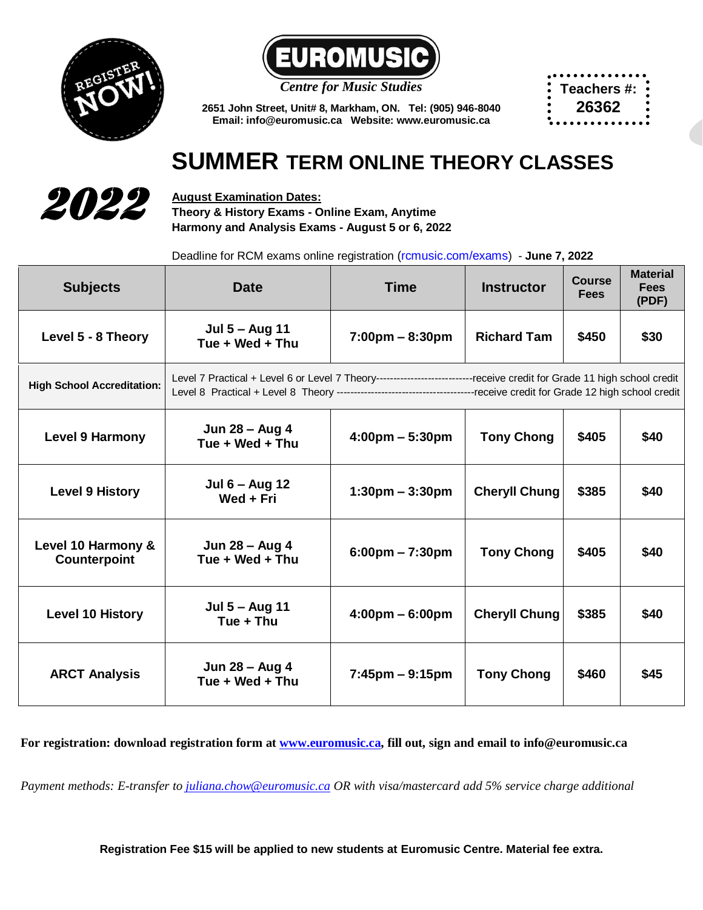REGISTER NOW!

**EUROMUSIC**

*Centre for Music Studies*

**2651 John Street, Unit# 8, Markham, ON. Tel: (905) 946-8040**
**Email: info@euromusic.ca Website: www.euromusic.ca**

**Teachers #: 26362**

# SUMMER TERM ONLINE THEORY CLASSES

**2022**

**August Examination Dates:**
**Theory & History Exams - Online Exam, Anytime**
**Harmony and Analysis Exams - August 5 or 6, 2022**

Deadline for RCM exams online registration (rcmusic.com/exams) - **June 7, 2022**

| Subjects | Date | Time | Instructor | Course Fees | Material Fees (PDF) |
|---|---|---|---|---|---|
| **Level 5 - 8 Theory** | **Jul 5 – Aug 11 Tue + Wed + Thu** | **7:00pm – 8:30pm** | **Richard Tam** | **$450** | **$30** |
| **High School Accreditation:** | Level 7 Practical + Level 6 or Level 7 Theory---------------------------receive credit for Grade 11 high school credit<br>Level 8 Practical + Level 8 Theory ---------------------------------------receive credit for Grade 12 high school credit | | | | |
| **Level 9 Harmony** | **Jun 28 – Aug 4 Tue + Wed + Thu** | **4:00pm – 5:30pm** | **Tony Chong** | **$405** | **$40** |
| **Level 9 History** | **Jul 6 – Aug 12 Wed + Fri** | **1:30pm – 3:30pm** | **Cheryll Chung** | **$385** | **$40** |
| **Level 10 Harmony & Counterpoint** | **Jun 28 – Aug 4 Tue + Wed + Thu** | **6:00pm – 7:30pm** | **Tony Chong** | **$405** | **$40** |
| **Level 10 History** | **Jul 5 – Aug 11 Tue + Thu** | **4:00pm – 6:00pm** | **Cheryll Chung** | **$385** | **$40** |
| **ARCT Analysis** | **Jun 28 – Aug 4 Tue + Wed + Thu** | **7:45pm – 9:15pm** | **Tony Chong** | **$460** | **$45** |

**For registration: download registration form at www.euromusic.ca, fill out, sign and email to info@euromusic.ca**

*Payment methods: E-transfer to juliana.chow@euromusic.ca OR with visa/mastercard add 5% service charge additional*

**Registration Fee $15 will be applied to new students at Euromusic Centre. Material fee extra.**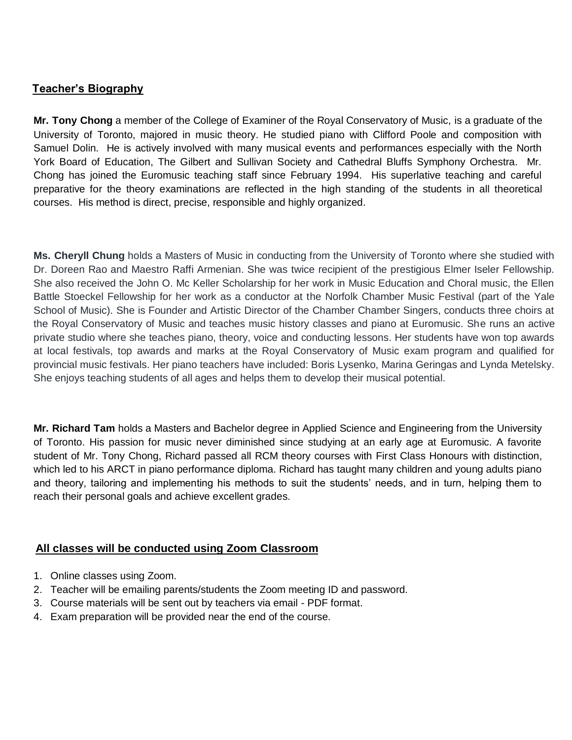## Teacher's Biography

**Mr. Tony Chong** a member of the College of Examiner of the Royal Conservatory of Music, is a graduate of the University of Toronto, majored in music theory. He studied piano with Clifford Poole and composition with Samuel Dolin. He is actively involved with many musical events and performances especially with the North York Board of Education, The Gilbert and Sullivan Society and Cathedral Bluffs Symphony Orchestra. Mr. Chong has joined the Euromusic teaching staff since February 1994. His superlative teaching and careful preparative for the theory examinations are reflected in the high standing of the students in all theoretical courses. His method is direct, precise, responsible and highly organized.

**Ms. Cheryll Chung** holds a Masters of Music in conducting from the University of Toronto where she studied with Dr. Doreen Rao and Maestro Raffi Armenian. She was twice recipient of the prestigious Elmer Iseler Fellowship. She also received the John O. Mc Keller Scholarship for her work in Music Education and Choral music, the Ellen Battle Stoeckel Fellowship for her work as a conductor at the Norfolk Chamber Music Festival (part of the Yale School of Music). She is Founder and Artistic Director of the Chamber Chamber Singers, conducts three choirs at the Royal Conservatory of Music and teaches music history classes and piano at Euromusic. She runs an active private studio where she teaches piano, theory, voice and conducting lessons. Her students have won top awards at local festivals, top awards and marks at the Royal Conservatory of Music exam program and qualified for provincial music festivals. Her piano teachers have included: Boris Lysenko, Marina Geringas and Lynda Metelsky. She enjoys teaching students of all ages and helps them to develop their musical potential.

**Mr. Richard Tam** holds a Masters and Bachelor degree in Applied Science and Engineering from the University of Toronto. His passion for music never diminished since studying at an early age at Euromusic. A favorite student of Mr. Tony Chong, Richard passed all RCM theory courses with First Class Honours with distinction, which led to his ARCT in piano performance diploma. Richard has taught many children and young adults piano and theory, tailoring and implementing his methods to suit the students' needs, and in turn, helping them to reach their personal goals and achieve excellent grades.

## All classes will be conducted using Zoom Classroom

1. Online classes using Zoom.
2. Teacher will be emailing parents/students the Zoom meeting ID and password.
3. Course materials will be sent out by teachers via email - PDF format.
4. Exam preparation will be provided near the end of the course.